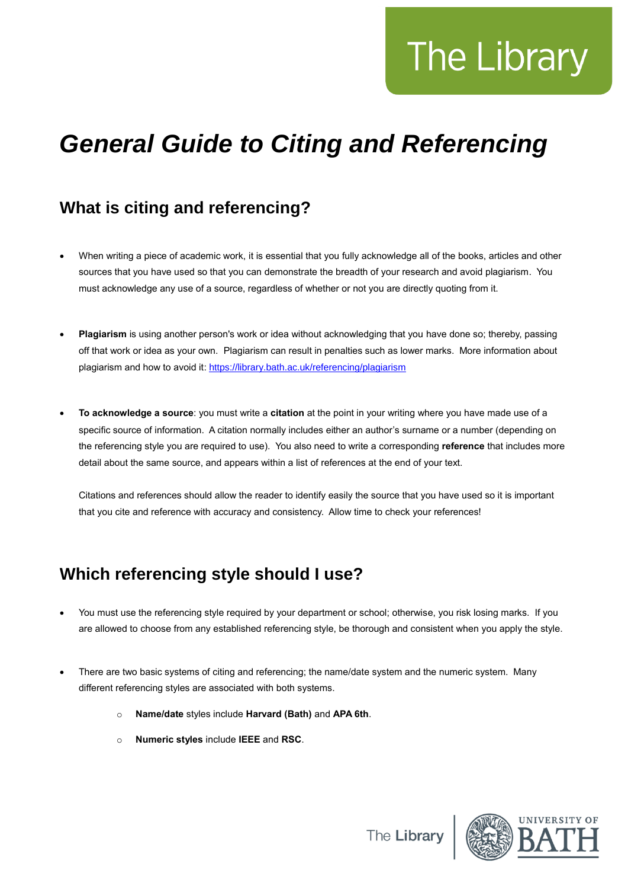# *General Guide to Citing and Referencing*

## What is citing and referencing?

- When writing a piece of academic work, it is essential that you fully acknowledge all of the books, articles and other sources that you have used so that you can demonstrate the breadth of your research and avoid plagiarism. You must acknowledge any use of a source, regardless of whether or not you are directly quoting from it.

- **Plagiarism** is using another person's work or idea without acknowledging that you have done so; thereby, passing off that work or idea as your own. Plagiarism can result in penalties such as lower marks. More information about plagiarism and how to avoid it: [https://library.bath.ac.uk/referencing/plagiarism](https://library.bath.ac.uk/referencing/plagiarism)

- **To acknowledge a source**: you must write a **citation** at the point in your writing where you have made use of a specific source of information. A citation normally includes either an author's surname or a number (depending on the referencing style you are required to use). You also need to write a corresponding **reference** that includes more detail about the same source, and appears within a list of references at the end of your text.

  Citations and references should allow the reader to identify easily the source that you have used so it is important that you cite and reference with accuracy and consistency. Allow time to check your references!

## Which referencing style should I use?

- You must use the referencing style required by your department or school; otherwise, you risk losing marks. If you are allowed to choose from any established referencing style, be thorough and consistent when you apply the style.

- There are two basic systems of citing and referencing; the name/date system and the numeric system. Many different referencing styles are associated with both systems.
  - **Name/date** styles include **Harvard (Bath)** and **APA 6th**.
  - **Numeric styles** include **IEEE** and **RSC**.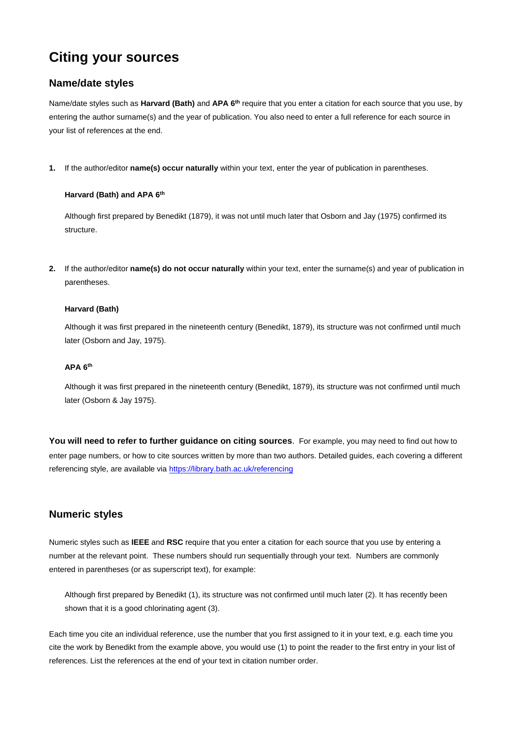# Citing your sources

## Name/date styles

Name/date styles such as **Harvard (Bath)** and **APA 6th** require that you enter a citation for each source that you use, by entering the author surname(s) and the year of publication. You also need to enter a full reference for each source in your list of references at the end.

1. If the author/editor **name(s) occur naturally** within your text, enter the year of publication in parentheses.

   **Harvard (Bath) and APA 6th**

   Although first prepared by Benedikt (1879), it was not until much later that Osborn and Jay (1975) confirmed its structure.

2. If the author/editor **name(s) do not occur naturally** within your text, enter the surname(s) and year of publication in parentheses.

   **Harvard (Bath)**

   Although it was first prepared in the nineteenth century (Benedikt, 1879), its structure was not confirmed until much later (Osborn and Jay, 1975).

   **APA 6th**

   Although it was first prepared in the nineteenth century (Benedikt, 1879), its structure was not confirmed until much later (Osborn & Jay 1975).

**You will need to refer to further guidance on citing sources**. For example, you may need to find out how to enter page numbers, or how to cite sources written by more than two authors. Detailed guides, each covering a different referencing style, are available via https://library.bath.ac.uk/referencing

## Numeric styles

Numeric styles such as **IEEE** and **RSC** require that you enter a citation for each source that you use by entering a number at the relevant point. These numbers should run sequentially through your text. Numbers are commonly entered in parentheses (or as superscript text), for example:

> Although first prepared by Benedikt (1), its structure was not confirmed until much later (2). It has recently been shown that it is a good chlorinating agent (3).

Each time you cite an individual reference, use the number that you first assigned to it in your text, e.g. each time you cite the work by Benedikt from the example above, you would use (1) to point the reader to the first entry in your list of references. List the references at the end of your text in citation number order.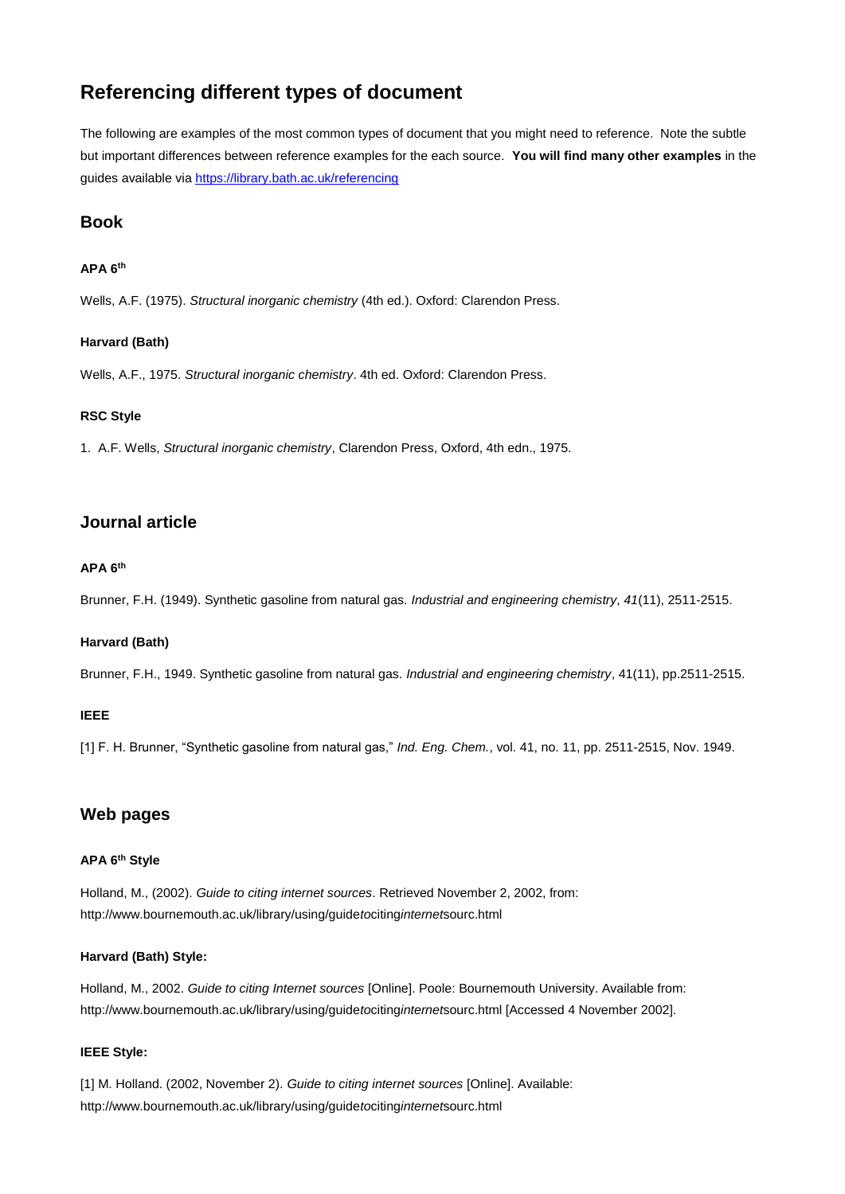## Referencing different types of document

The following are examples of the most common types of document that you might need to reference. Note the subtle but important differences between reference examples for the each source. **You will find many other examples** in the guides available via https://library.bath.ac.uk/referencing

### Book

**APA 6th**

Wells, A.F. (1975). *Structural inorganic chemistry* (4th ed.). Oxford: Clarendon Press.

**Harvard (Bath)**

Wells, A.F., 1975. *Structural inorganic chemistry*. 4th ed. Oxford: Clarendon Press.

**RSC Style**

1. A.F. Wells, *Structural inorganic chemistry*, Clarendon Press, Oxford, 4th edn., 1975.

### Journal article

**APA 6th**

Brunner, F.H. (1949). Synthetic gasoline from natural gas. *Industrial and engineering chemistry*, *41*(11), 2511-2515.

**Harvard (Bath)**

Brunner, F.H., 1949. Synthetic gasoline from natural gas. *Industrial and engineering chemistry*, 41(11), pp.2511-2515.

**IEEE**

[1] F. H. Brunner, "Synthetic gasoline from natural gas," *Ind. Eng. Chem.*, vol. 41, no. 11, pp. 2511-2515, Nov. 1949.

### Web pages

**APA 6th Style**

Holland, M., (2002). *Guide to citing internet sources*. Retrieved November 2, 2002, from: http://www.bournemouth.ac.uk/library/using/guide*to*citing*internet*sourc.html

**Harvard (Bath) Style:**

Holland, M., 2002. *Guide to citing Internet sources* [Online]. Poole: Bournemouth University. Available from: http://www.bournemouth.ac.uk/library/using/guide*to*citing*internet*sourc.html [Accessed 4 November 2002].

**IEEE Style:**

[1] M. Holland. (2002, November 2). *Guide to citing internet sources* [Online]. Available: http://www.bournemouth.ac.uk/library/using/guide*to*citing*internet*sourc.html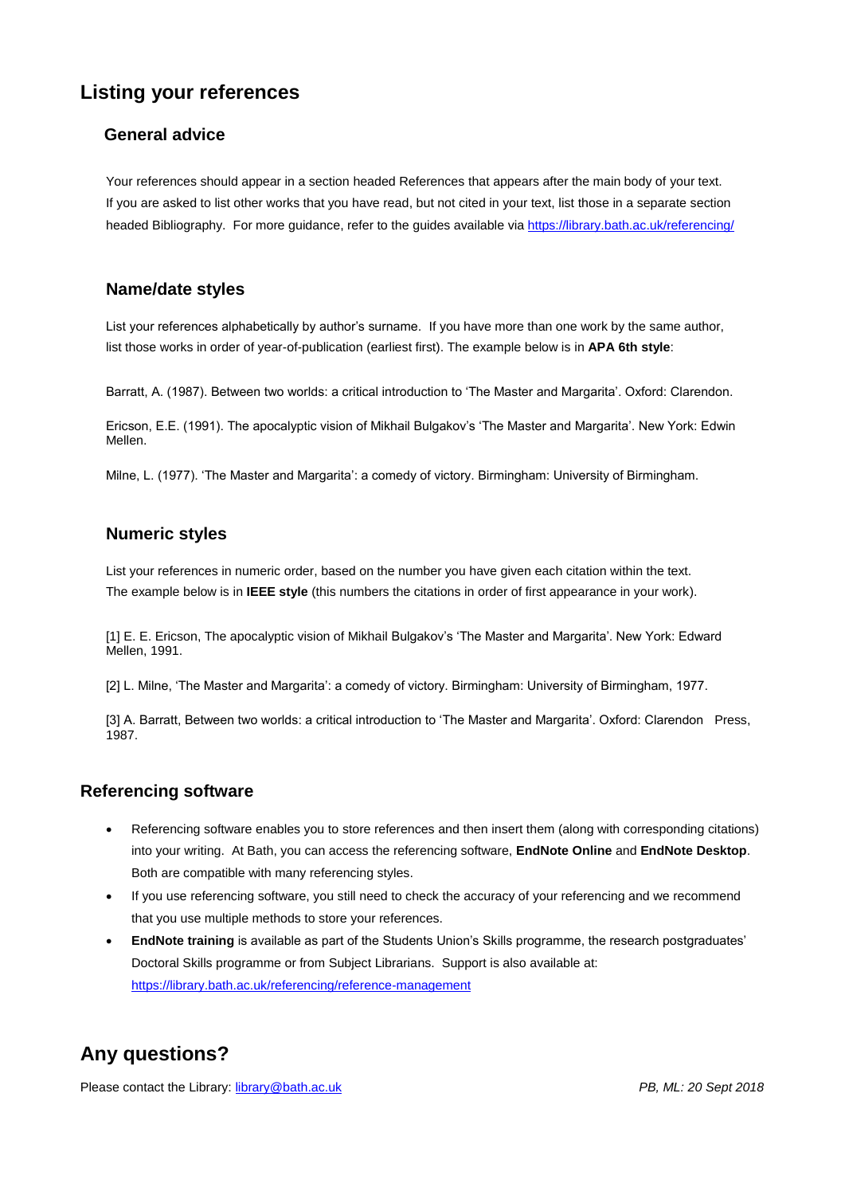## Listing your references

### General advice

Your references should appear in a section headed References that appears after the main body of your text. If you are asked to list other works that you have read, but not cited in your text, list those in a separate section headed Bibliography. For more guidance, refer to the guides available via https://library.bath.ac.uk/referencing/

### Name/date styles

List your references alphabetically by author's surname. If you have more than one work by the same author, list those works in order of year-of-publication (earliest first). The example below is in **APA 6th style**:

Barratt, A. (1987). Between two worlds: a critical introduction to 'The Master and Margarita'. Oxford: Clarendon.

Ericson, E.E. (1991). The apocalyptic vision of Mikhail Bulgakov's 'The Master and Margarita'. New York: Edwin Mellen.

Milne, L. (1977). 'The Master and Margarita': a comedy of victory. Birmingham: University of Birmingham.

### Numeric styles

List your references in numeric order, based on the number you have given each citation within the text. The example below is in **IEEE style** (this numbers the citations in order of first appearance in your work).

[1] E. E. Ericson, The apocalyptic vision of Mikhail Bulgakov's 'The Master and Margarita'. New York: Edward Mellen, 1991.

[2] L. Milne, 'The Master and Margarita': a comedy of victory. Birmingham: University of Birmingham, 1977.

[3] A. Barratt, Between two worlds: a critical introduction to 'The Master and Margarita'. Oxford: Clarendon Press, 1987.

## Referencing software

- Referencing software enables you to store references and then insert them (along with corresponding citations) into your writing. At Bath, you can access the referencing software, **EndNote Online** and **EndNote Desktop**. Both are compatible with many referencing styles.
- If you use referencing software, you still need to check the accuracy of your referencing and we recommend that you use multiple methods to store your references.
- **EndNote training** is available as part of the Students Union's Skills programme, the research postgraduates' Doctoral Skills programme or from Subject Librarians. Support is also available at: https://library.bath.ac.uk/referencing/reference-management

## Any questions?

Please contact the Library: library@bath.ac.uk

*PB, ML: 20 Sept 2018*